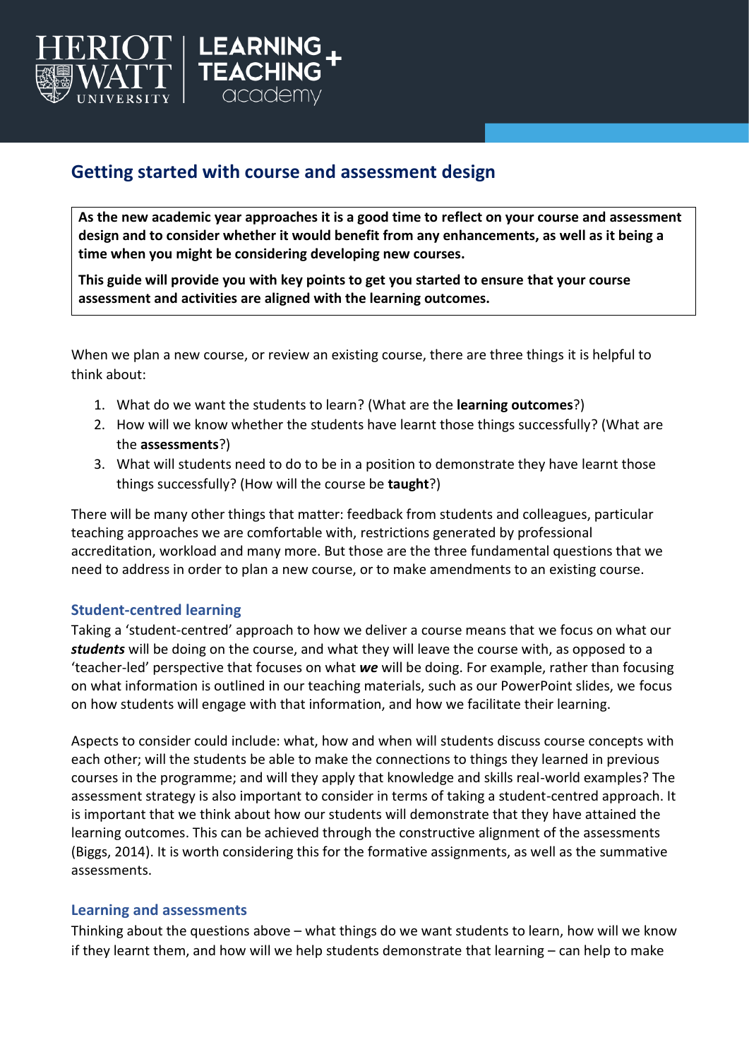# Getting started with course and assessment design

**As the new academic year approaches it is a good time to reflect on your course and assessment design and to consider whether it would benefit from any enhancements, as well as it being a time when you might be considering developing new courses.**

**This guide will provide you with key points to get you started to ensure that your course assessment and activities are aligned with the learning outcomes.**

When we plan a new course, or review an existing course, there are three things it is helpful to think about:

1. What do we want the students to learn? (What are the **learning outcomes**?)
2. How will we know whether the students have learnt those things successfully? (What are the **assessments**?)
3. What will students need to do to be in a position to demonstrate they have learnt those things successfully? (How will the course be **taught**?)

There will be many other things that matter: feedback from students and colleagues, particular teaching approaches we are comfortable with, restrictions generated by professional accreditation, workload and many more. But those are the three fundamental questions that we need to address in order to plan a new course, or to make amendments to an existing course.

## Student-centred learning

Taking a 'student-centred' approach to how we deliver a course means that we focus on what our ***students*** will be doing on the course, and what they will leave the course with, as opposed to a 'teacher-led' perspective that focuses on what ***we*** will be doing. For example, rather than focusing on what information is outlined in our teaching materials, such as our PowerPoint slides, we focus on how students will engage with that information, and how we facilitate their learning.

Aspects to consider could include: what, how and when will students discuss course concepts with each other; will the students be able to make the connections to things they learned in previous courses in the programme; and will they apply that knowledge and skills real-world examples? The assessment strategy is also important to consider in terms of taking a student-centred approach. It is important that we think about how our students will demonstrate that they have attained the learning outcomes. This can be achieved through the constructive alignment of the assessments (Biggs, 2014). It is worth considering this for the formative assignments, as well as the summative assessments.

## Learning and assessments

Thinking about the questions above – what things do we want students to learn, how will we know if they learnt them, and how will we help students demonstrate that learning – can help to make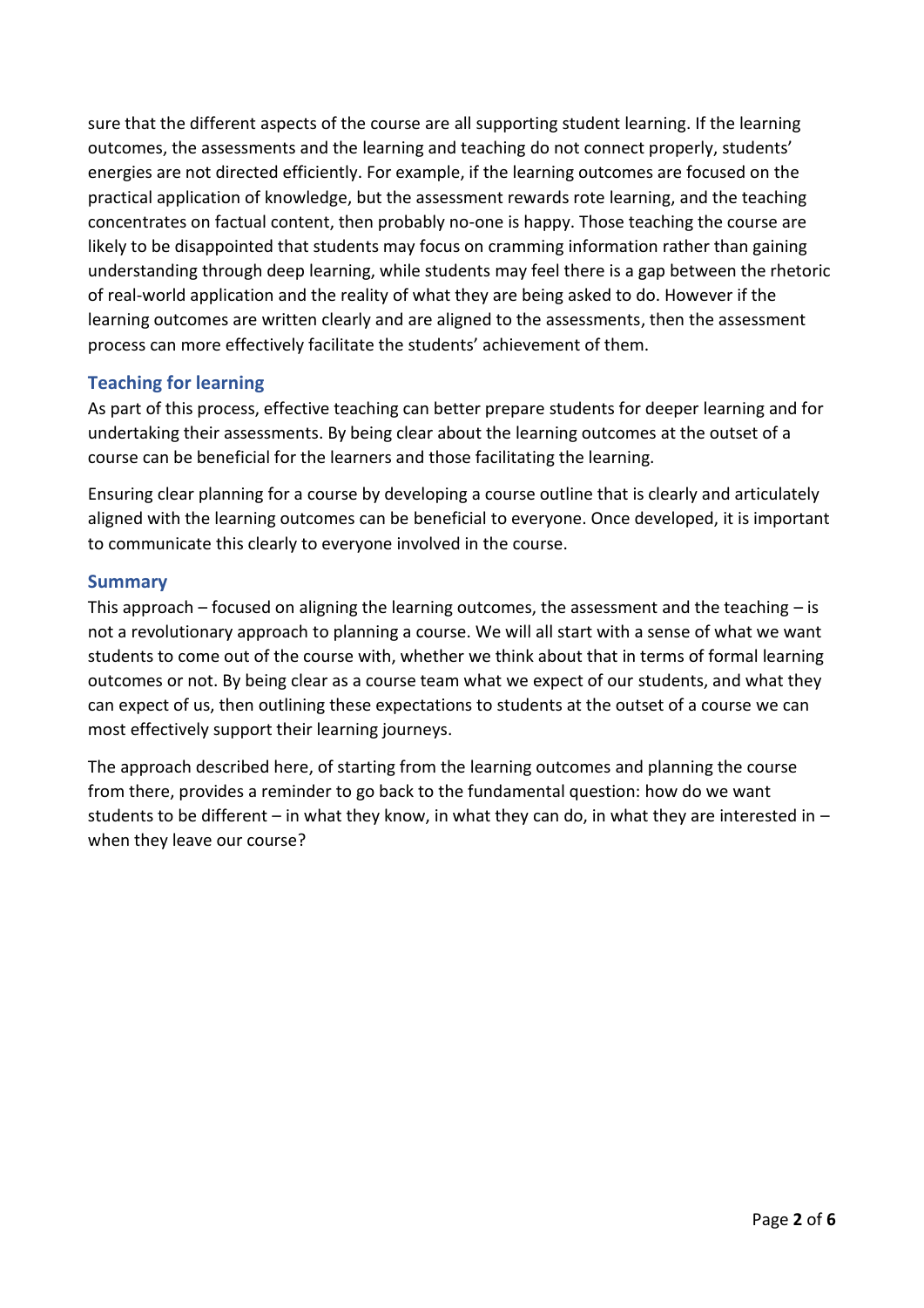sure that the different aspects of the course are all supporting student learning. If the learning outcomes, the assessments and the learning and teaching do not connect properly, students' energies are not directed efficiently. For example, if the learning outcomes are focused on the practical application of knowledge, but the assessment rewards rote learning, and the teaching concentrates on factual content, then probably no-one is happy. Those teaching the course are likely to be disappointed that students may focus on cramming information rather than gaining understanding through deep learning, while students may feel there is a gap between the rhetoric of real-world application and the reality of what they are being asked to do. However if the learning outcomes are written clearly and are aligned to the assessments, then the assessment process can more effectively facilitate the students' achievement of them.

## Teaching for learning

As part of this process, effective teaching can better prepare students for deeper learning and for undertaking their assessments. By being clear about the learning outcomes at the outset of a course can be beneficial for the learners and those facilitating the learning.

Ensuring clear planning for a course by developing a course outline that is clearly and articulately aligned with the learning outcomes can be beneficial to everyone. Once developed, it is important to communicate this clearly to everyone involved in the course.

## Summary

This approach – focused on aligning the learning outcomes, the assessment and the teaching – is not a revolutionary approach to planning a course. We will all start with a sense of what we want students to come out of the course with, whether we think about that in terms of formal learning outcomes or not. By being clear as a course team what we expect of our students, and what they can expect of us, then outlining these expectations to students at the outset of a course we can most effectively support their learning journeys.

The approach described here, of starting from the learning outcomes and planning the course from there, provides a reminder to go back to the fundamental question: how do we want students to be different – in what they know, in what they can do, in what they are interested in – when they leave our course?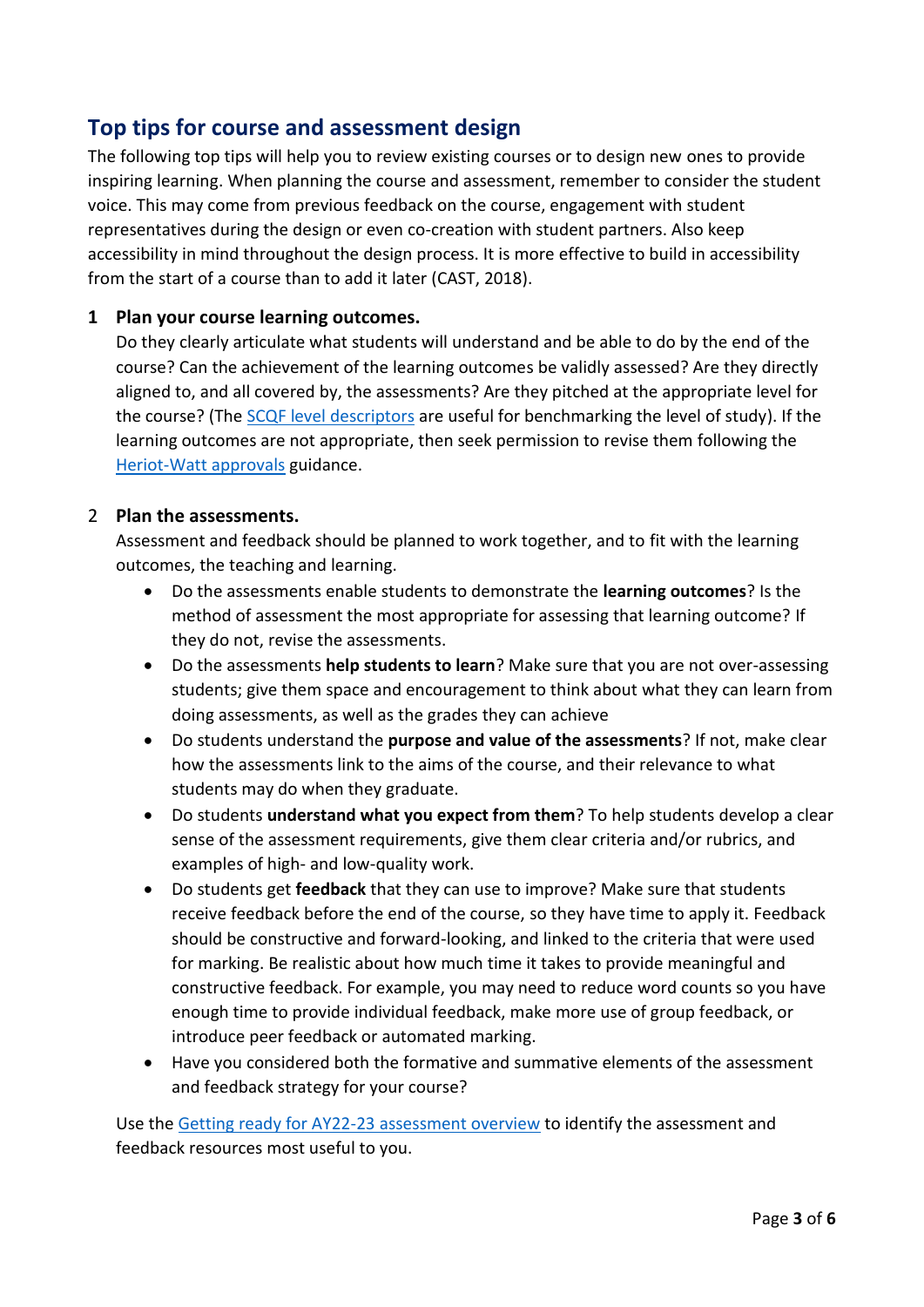## Top tips for course and assessment design

The following top tips will help you to review existing courses or to design new ones to provide inspiring learning. When planning the course and assessment, remember to consider the student voice. This may come from previous feedback on the course, engagement with student representatives during the design or even co-creation with student partners. Also keep accessibility in mind throughout the design process. It is more effective to build in accessibility from the start of a course than to add it later (CAST, 2018).

1. **Plan your course learning outcomes.**
   Do they clearly articulate what students will understand and be able to do by the end of the course? Can the achievement of the learning outcomes be validly assessed? Are they directly aligned to, and all covered by, the assessments? Are they pitched at the appropriate level for the course? (The SCQF level descriptors are useful for benchmarking the level of study). If the learning outcomes are not appropriate, then seek permission to revise them following the Heriot-Watt approvals guidance.

2. **Plan the assessments.**
   Assessment and feedback should be planned to work together, and to fit with the learning outcomes, the teaching and learning.
   - Do the assessments enable students to demonstrate the **learning outcomes**? Is the method of assessment the most appropriate for assessing that learning outcome? If they do not, revise the assessments.
   - Do the assessments **help students to learn**? Make sure that you are not over-assessing students; give them space and encouragement to think about what they can learn from doing assessments, as well as the grades they can achieve
   - Do students understand the **purpose and value of the assessments**? If not, make clear how the assessments link to the aims of the course, and their relevance to what students may do when they graduate.
   - Do students **understand what you expect from them**? To help students develop a clear sense of the assessment requirements, give them clear criteria and/or rubrics, and examples of high- and low-quality work.
   - Do students get **feedback** that they can use to improve? Make sure that students receive feedback before the end of the course, so they have time to apply it. Feedback should be constructive and forward-looking, and linked to the criteria that were used for marking. Be realistic about how much time it takes to provide meaningful and constructive feedback. For example, you may need to reduce word counts so you have enough time to provide individual feedback, make more use of group feedback, or introduce peer feedback or automated marking.
   - Have you considered both the formative and summative elements of the assessment and feedback strategy for your course?

   Use the Getting ready for AY22-23 assessment overview to identify the assessment and feedback resources most useful to you.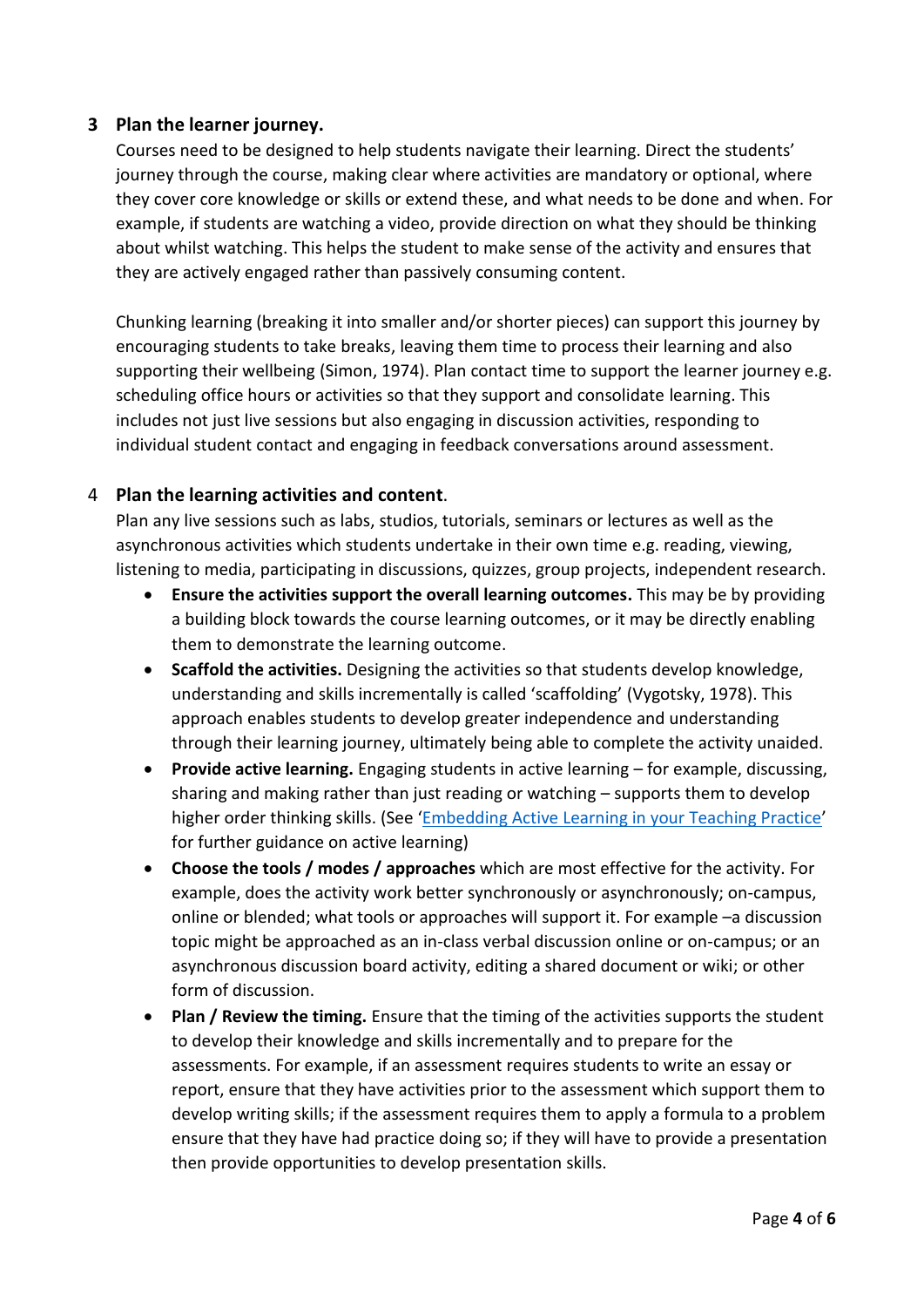## 3 Plan the learner journey.

Courses need to be designed to help students navigate their learning. Direct the students' journey through the course, making clear where activities are mandatory or optional, where they cover core knowledge or skills or extend these, and what needs to be done and when. For example, if students are watching a video, provide direction on what they should be thinking about whilst watching. This helps the student to make sense of the activity and ensures that they are actively engaged rather than passively consuming content.

Chunking learning (breaking it into smaller and/or shorter pieces) can support this journey by encouraging students to take breaks, leaving them time to process their learning and also supporting their wellbeing (Simon, 1974). Plan contact time to support the learner journey e.g. scheduling office hours or activities so that they support and consolidate learning. This includes not just live sessions but also engaging in discussion activities, responding to individual student contact and engaging in feedback conversations around assessment.

## 4 Plan the learning activities and content.

Plan any live sessions such as labs, studios, tutorials, seminars or lectures as well as the asynchronous activities which students undertake in their own time e.g. reading, viewing, listening to media, participating in discussions, quizzes, group projects, independent research.

- **Ensure the activities support the overall learning outcomes.** This may be by providing a building block towards the course learning outcomes, or it may be directly enabling them to demonstrate the learning outcome.
- **Scaffold the activities.** Designing the activities so that students develop knowledge, understanding and skills incrementally is called 'scaffolding' (Vygotsky, 1978). This approach enables students to develop greater independence and understanding through their learning journey, ultimately being able to complete the activity unaided.
- **Provide active learning.** Engaging students in active learning – for example, discussing, sharing and making rather than just reading or watching – supports them to develop higher order thinking skills. (See 'Embedding Active Learning in your Teaching Practice' for further guidance on active learning)
- **Choose the tools / modes / approaches** which are most effective for the activity. For example, does the activity work better synchronously or asynchronously; on-campus, online or blended; what tools or approaches will support it. For example –a discussion topic might be approached as an in-class verbal discussion online or on-campus; or an asynchronous discussion board activity, editing a shared document or wiki; or other form of discussion.
- **Plan / Review the timing.** Ensure that the timing of the activities supports the student to develop their knowledge and skills incrementally and to prepare for the assessments. For example, if an assessment requires students to write an essay or report, ensure that they have activities prior to the assessment which support them to develop writing skills; if the assessment requires them to apply a formula to a problem ensure that they have had practice doing so; if they will have to provide a presentation then provide opportunities to develop presentation skills.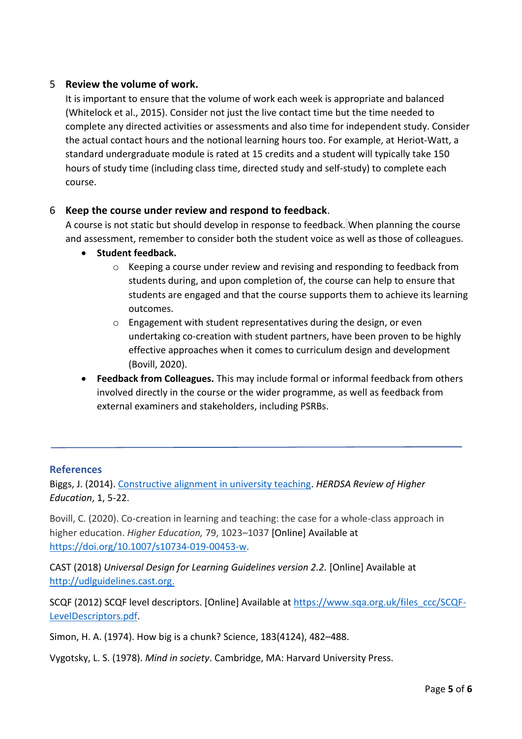5 **Review the volume of work.**

It is important to ensure that the volume of work each week is appropriate and balanced (Whitelock et al., 2015). Consider not just the live contact time but the time needed to complete any directed activities or assessments and also time for independent study. Consider the actual contact hours and the notional learning hours too. For example, at Heriot-Watt, a standard undergraduate module is rated at 15 credits and a student will typically take 150 hours of study time (including class time, directed study and self-study) to complete each course.

6 **Keep the course under review and respond to feedback**.

A course is not static but should develop in response to feedback. When planning the course and assessment, remember to consider both the student voice as well as those of colleagues.

- **Student feedback.**
  - Keeping a course under review and revising and responding to feedback from students during, and upon completion of, the course can help to ensure that students are engaged and that the course supports them to achieve its learning outcomes.
  - Engagement with student representatives during the design, or even undertaking co-creation with student partners, have been proven to be highly effective approaches when it comes to curriculum design and development (Bovill, 2020).
- **Feedback from Colleagues.** This may include formal or informal feedback from others involved directly in the course or the wider programme, as well as feedback from external examiners and stakeholders, including PSRBs.

---

## References

Biggs, J. (2014). [Constructive alignment in university teaching](). *HERDSA Review of Higher Education*, 1, 5-22.

Bovill, C. (2020). Co-creation in learning and teaching: the case for a whole-class approach in higher education. *Higher Education,* 79, 1023–1037 [Online] Available at [https://doi.org/10.1007/s10734-019-00453-w](https://doi.org/10.1007/s10734-019-00453-w).

CAST (2018) *Universal Design for Learning Guidelines version 2.2.* [Online] Available at [http://udlguidelines.cast.org.](http://udlguidelines.cast.org)

SCQF (2012) SCQF level descriptors. [Online] Available at [https://www.sqa.org.uk/files_ccc/SCQF-LevelDescriptors.pdf](https://www.sqa.org.uk/files_ccc/SCQF-LevelDescriptors.pdf).

Simon, H. A. (1974). How big is a chunk? Science, 183(4124), 482–488.

Vygotsky, L. S. (1978). *Mind in society*. Cambridge, MA: Harvard University Press.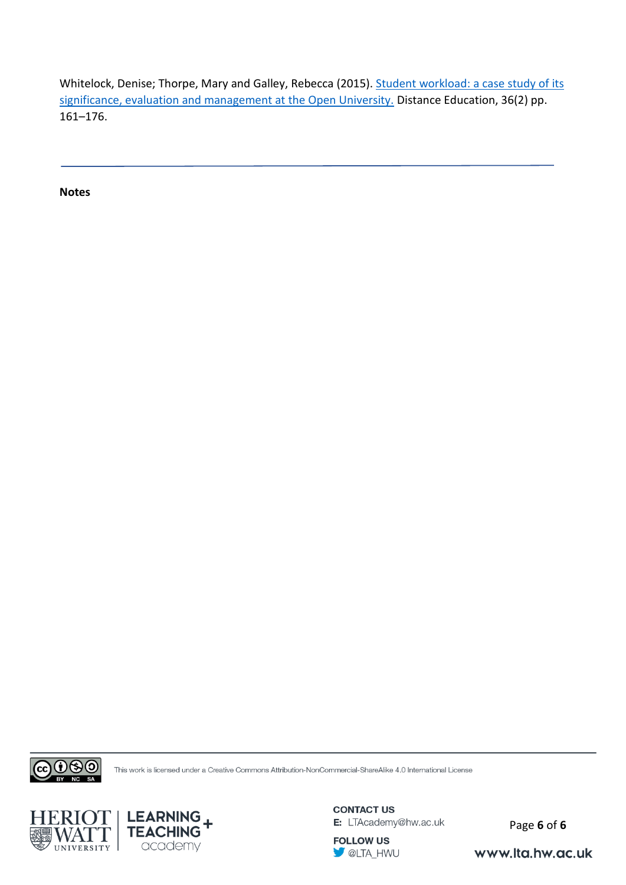Whitelock, Denise; Thorpe, Mary and Galley, Rebecca (2015). [Student workload: a case study of its significance, evaluation and management at the Open University.]() Distance Education, 36(2) pp. 161–176.

---

**Notes**

This work is licensed under a Creative Commons Attribution-NonCommercial-ShareAlike 4.0 International License

**CONTACT US**
**E:** LTAcademy@hw.ac.uk

**FOLLOW US**
@LTA_HWU

www.lta.hw.ac.uk